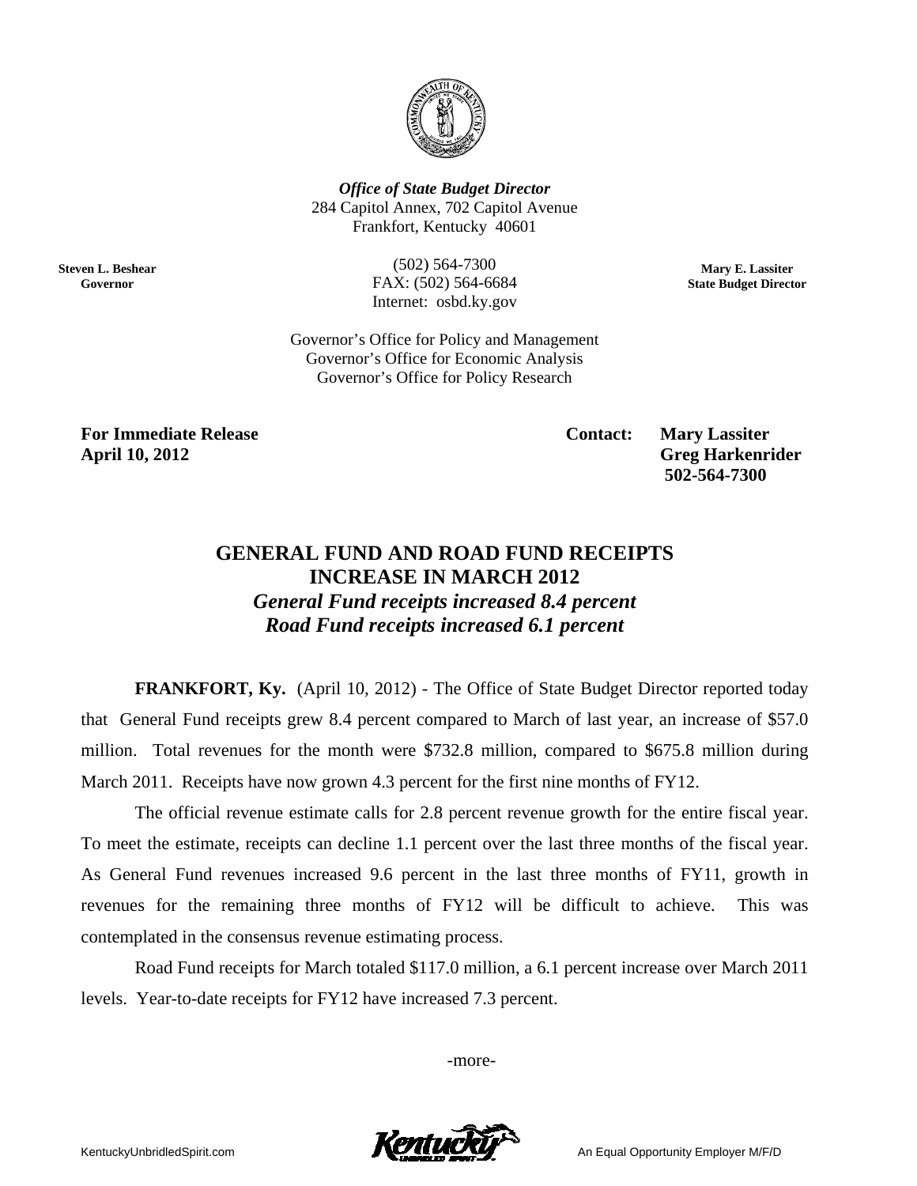*Office of State Budget Director*
284 Capitol Annex, 702 Capitol Avenue
Frankfort, Kentucky 40601

**Steven L. Beshear**
**Governor**

(502) 564-7300
FAX: (502) 564-6684
Internet: osbd.ky.gov

**Mary E. Lassiter**
**State Budget Director**

Governor's Office for Policy and Management
Governor's Office for Economic Analysis
Governor's Office for Policy Research

**For Immediate Release**
**April 10, 2012**

**Contact: Mary Lassiter**
**Greg Harkenrider**
**502-564-7300**

# GENERAL FUND AND ROAD FUND RECEIPTS INCREASE IN MARCH 2012

***General Fund receipts increased 8.4 percent***
***Road Fund receipts increased 6.1 percent***

**FRANKFORT, Ky.** (April 10, 2012) - The Office of State Budget Director reported today that General Fund receipts grew 8.4 percent compared to March of last year, an increase of $57.0 million. Total revenues for the month were $732.8 million, compared to $675.8 million during March 2011. Receipts have now grown 4.3 percent for the first nine months of FY12.

The official revenue estimate calls for 2.8 percent revenue growth for the entire fiscal year. To meet the estimate, receipts can decline 1.1 percent over the last three months of the fiscal year. As General Fund revenues increased 9.6 percent in the last three months of FY11, growth in revenues for the remaining three months of FY12 will be difficult to achieve. This was contemplated in the consensus revenue estimating process.

Road Fund receipts for March totaled $117.0 million, a 6.1 percent increase over March 2011 levels. Year-to-date receipts for FY12 have increased 7.3 percent.

-more-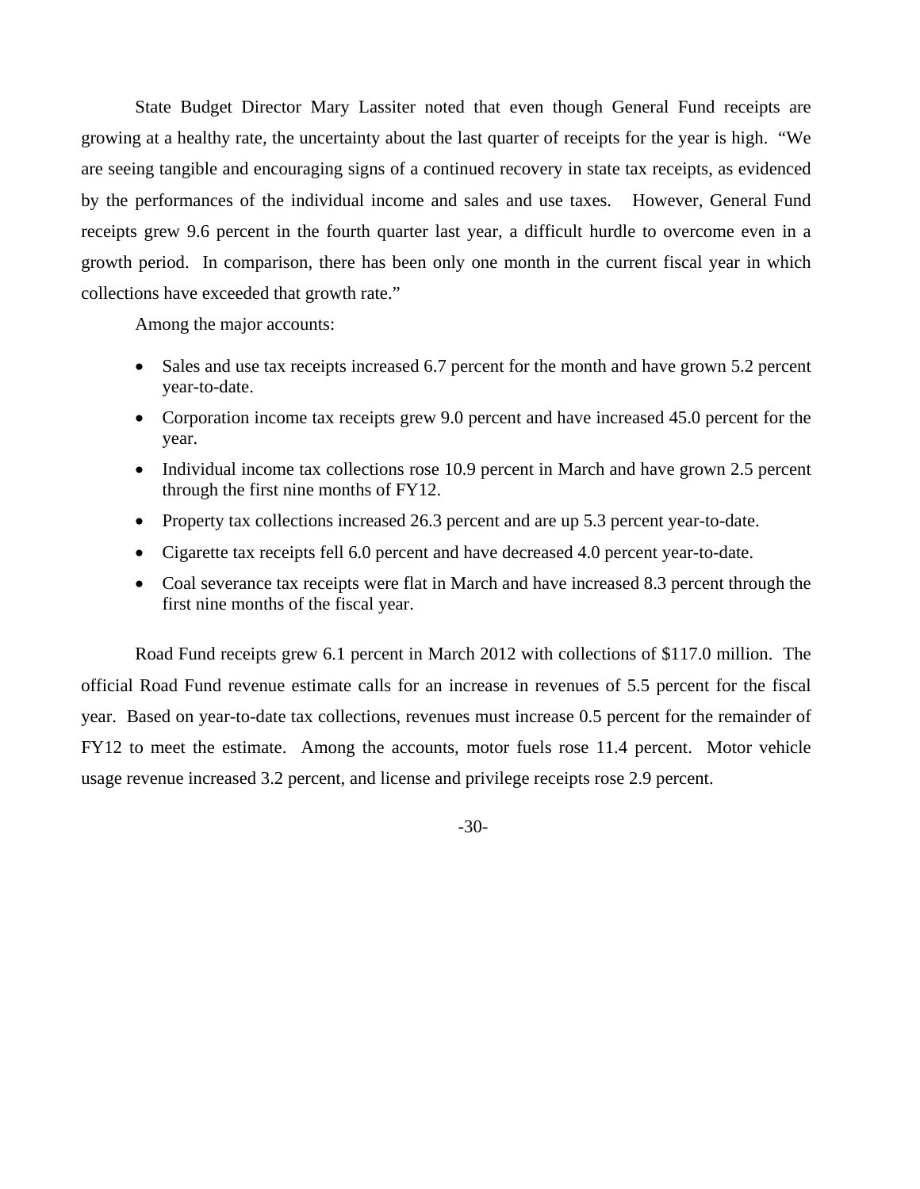State Budget Director Mary Lassiter noted that even though General Fund receipts are growing at a healthy rate, the uncertainty about the last quarter of receipts for the year is high. "We are seeing tangible and encouraging signs of a continued recovery in state tax receipts, as evidenced by the performances of the individual income and sales and use taxes. However, General Fund receipts grew 9.6 percent in the fourth quarter last year, a difficult hurdle to overcome even in a growth period. In comparison, there has been only one month in the current fiscal year in which collections have exceeded that growth rate."

Among the major accounts:

- Sales and use tax receipts increased 6.7 percent for the month and have grown 5.2 percent year-to-date.
- Corporation income tax receipts grew 9.0 percent and have increased 45.0 percent for the year.
- Individual income tax collections rose 10.9 percent in March and have grown 2.5 percent through the first nine months of FY12.
- Property tax collections increased 26.3 percent and are up 5.3 percent year-to-date.
- Cigarette tax receipts fell 6.0 percent and have decreased 4.0 percent year-to-date.
- Coal severance tax receipts were flat in March and have increased 8.3 percent through the first nine months of the fiscal year.

Road Fund receipts grew 6.1 percent in March 2012 with collections of $117.0 million. The official Road Fund revenue estimate calls for an increase in revenues of 5.5 percent for the fiscal year. Based on year-to-date tax collections, revenues must increase 0.5 percent for the remainder of FY12 to meet the estimate. Among the accounts, motor fuels rose 11.4 percent. Motor vehicle usage revenue increased 3.2 percent, and license and privilege receipts rose 2.9 percent.

-30-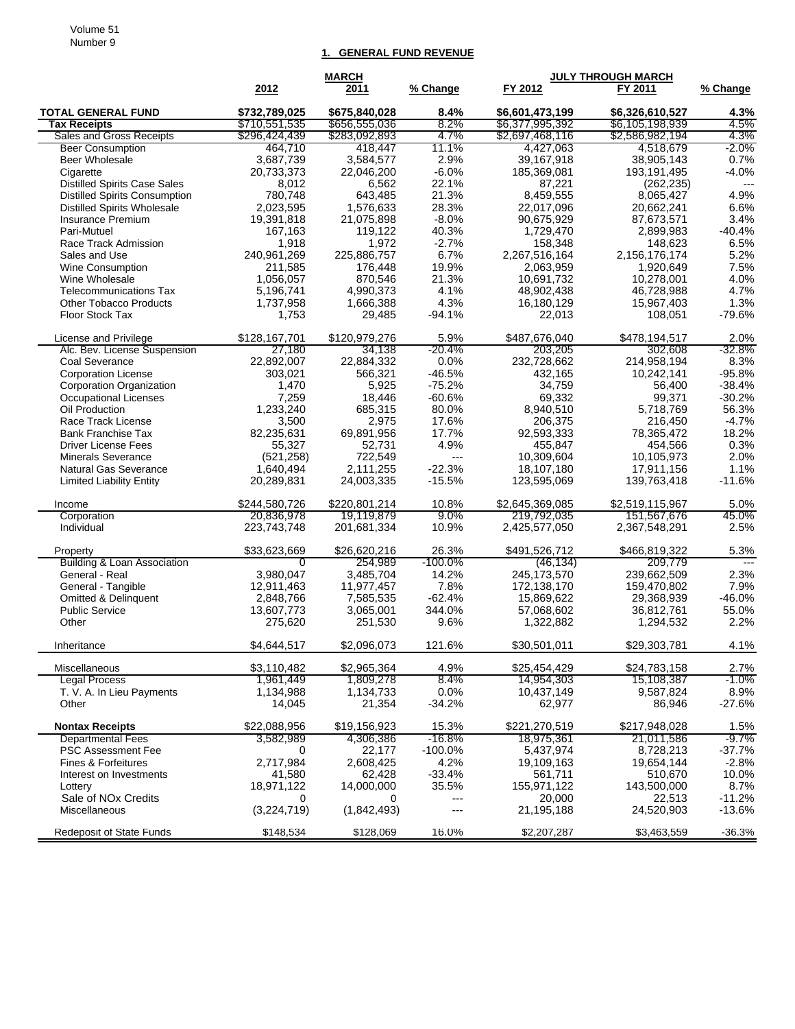## 1. GENERAL FUND REVENUE

| | MARCH | | | JULY THROUGH MARCH | | |
|---|---|---|---|---|---|---|
| | 2012 | 2011 | % Change | FY 2012 | FY 2011 | % Change |
| **TOTAL GENERAL FUND** | **$732,789,025** | **$675,840,028** | **8.4%** | **$6,601,473,199** | **$6,326,610,527** | **4.3%** |
| **Tax Receipts** | $710,551,535 | $656,555,036 | 8.2% | $6,377,995,392 | $6,105,198,939 | 4.5% |
| Sales and Gross Receipts | $296,424,439 | $283,092,893 | 4.7% | $2,697,468,116 | $2,586,982,194 | 4.3% |
| Beer Consumption | 464,710 | 418,447 | 11.1% | 4,427,063 | 4,518,679 | -2.0% |
| Beer Wholesale | 3,687,739 | 3,584,577 | 2.9% | 39,167,918 | 38,905,143 | 0.7% |
| Cigarette | 20,733,373 | 22,046,200 | -6.0% | 185,369,081 | 193,191,495 | -4.0% |
| Distilled Spirits Case Sales | 8,012 | 6,562 | 22.1% | 87,221 | (262,235) | --- |
| Distilled Spirits Consumption | 780,748 | 643,485 | 21.3% | 8,459,555 | 8,065,427 | 4.9% |
| Distilled Spirits Wholesale | 2,023,595 | 1,576,633 | 28.3% | 22,017,096 | 20,662,241 | 6.6% |
| Insurance Premium | 19,391,818 | 21,075,898 | -8.0% | 90,675,929 | 87,673,571 | 3.4% |
| Pari-Mutuel | 167,163 | 119,122 | 40.3% | 1,729,470 | 2,899,983 | -40.4% |
| Race Track Admission | 1,918 | 1,972 | -2.7% | 158,348 | 148,623 | 6.5% |
| Sales and Use | 240,961,269 | 225,886,757 | 6.7% | 2,267,516,164 | 2,156,176,174 | 5.2% |
| Wine Consumption | 211,585 | 176,448 | 19.9% | 2,063,959 | 1,920,649 | 7.5% |
| Wine Wholesale | 1,056,057 | 870,546 | 21.3% | 10,691,732 | 10,278,001 | 4.0% |
| Telecommunications Tax | 5,196,741 | 4,990,373 | 4.1% | 48,902,438 | 46,728,988 | 4.7% |
| Other Tobacco Products | 1,737,958 | 1,666,388 | 4.3% | 16,180,129 | 15,967,403 | 1.3% |
| Floor Stock Tax | 1,753 | 29,485 | -94.1% | 22,013 | 108,051 | -79.6% |
| | | | | | | |
| License and Privilege | $128,167,701 | $120,979,276 | 5.9% | $487,676,040 | $478,194,517 | 2.0% |
| Alc. Bev. License Suspension | 27,180 | 34,138 | -20.4% | 203,205 | 302,608 | -32.8% |
| Coal Severance | 22,892,007 | 22,884,332 | 0.0% | 232,728,662 | 214,958,194 | 8.3% |
| Corporation License | 303,021 | 566,321 | -46.5% | 432,165 | 10,242,141 | -95.8% |
| Corporation Organization | 1,470 | 5,925 | -75.2% | 34,759 | 56,400 | -38.4% |
| Occupational Licenses | 7,259 | 18,446 | -60.6% | 69,332 | 99,371 | -30.2% |
| Oil Production | 1,233,240 | 685,315 | 80.0% | 8,940,510 | 5,718,769 | 56.3% |
| Race Track License | 3,500 | 2,975 | 17.6% | 206,375 | 216,450 | -4.7% |
| Bank Franchise Tax | 82,235,631 | 69,891,956 | 17.7% | 92,593,333 | 78,365,472 | 18.2% |
| Driver License Fees | 55,327 | 52,731 | 4.9% | 455,847 | 454,566 | 0.3% |
| Minerals Severance | (521,258) | 722,549 | --- | 10,309,604 | 10,105,973 | 2.0% |
| Natural Gas Severance | 1,640,494 | 2,111,255 | -22.3% | 18,107,180 | 17,911,156 | 1.1% |
| Limited Liability Entity | 20,289,831 | 24,003,335 | -15.5% | 123,595,069 | 139,763,418 | -11.6% |
| | | | | | | |
| Income | $244,580,726 | $220,801,214 | 10.8% | $2,645,369,085 | $2,519,115,967 | 5.0% |
| Corporation | 20,836,978 | 19,119,879 | 9.0% | 219,792,035 | 151,567,676 | 45.0% |
| Individual | 223,743,748 | 201,681,334 | 10.9% | 2,425,577,050 | 2,367,548,291 | 2.5% |
| | | | | | | |
| Property | $33,623,669 | $26,620,216 | 26.3% | $491,526,712 | $466,819,322 | 5.3% |
| Building & Loan Association | 0 | 254,989 | -100.0% | (46,134) | 209,779 | --- |
| General - Real | 3,980,047 | 3,485,704 | 14.2% | 245,173,570 | 239,662,509 | 2.3% |
| General - Tangible | 12,911,463 | 11,977,457 | 7.8% | 172,138,170 | 159,470,802 | 7.9% |
| Omitted & Delinquent | 2,848,766 | 7,585,535 | -62.4% | 15,869,622 | 29,368,939 | -46.0% |
| Public Service | 13,607,773 | 3,065,001 | 344.0% | 57,068,602 | 36,812,761 | 55.0% |
| Other | 275,620 | 251,530 | 9.6% | 1,322,882 | 1,294,532 | 2.2% |
| | | | | | | |
| Inheritance | $4,644,517 | $2,096,073 | 121.6% | $30,501,011 | $29,303,781 | 4.1% |
| | | | | | | |
| Miscellaneous | $3,110,482 | $2,965,364 | 4.9% | $25,454,429 | $24,783,158 | 2.7% |
| Legal Process | 1,961,449 | 1,809,278 | 8.4% | 14,954,303 | 15,108,387 | -1.0% |
| T. V. A. In Lieu Payments | 1,134,988 | 1,134,733 | 0.0% | 10,437,149 | 9,587,824 | 8.9% |
| Other | 14,045 | 21,354 | -34.2% | 62,977 | 86,946 | -27.6% |
| | | | | | | |
| **Nontax Receipts** | $22,088,956 | $19,156,923 | 15.3% | $221,270,519 | $217,948,028 | 1.5% |
| Departmental Fees | 3,582,989 | 4,306,386 | -16.8% | 18,975,361 | 21,011,586 | -9.7% |
| PSC Assessment Fee | 0 | 22,177 | -100.0% | 5,437,974 | 8,728,213 | -37.7% |
| Fines & Forfeitures | 2,717,984 | 2,608,425 | 4.2% | 19,109,163 | 19,654,144 | -2.8% |
| Interest on Investments | 41,580 | 62,428 | -33.4% | 561,711 | 510,670 | 10.0% |
| Lottery | 18,971,122 | 14,000,000 | 35.5% | 155,971,122 | 143,500,000 | 8.7% |
| Sale of NOx Credits | 0 | 0 | --- | 20,000 | 22,513 | -11.2% |
| Miscellaneous | (3,224,719) | (1,842,493) | --- | 21,195,188 | 24,520,903 | -13.6% |
| | | | | | | |
| Redeposit of State Funds | $148,534 | $128,069 | 16.0% | $2,207,287 | $3,463,559 | -36.3% |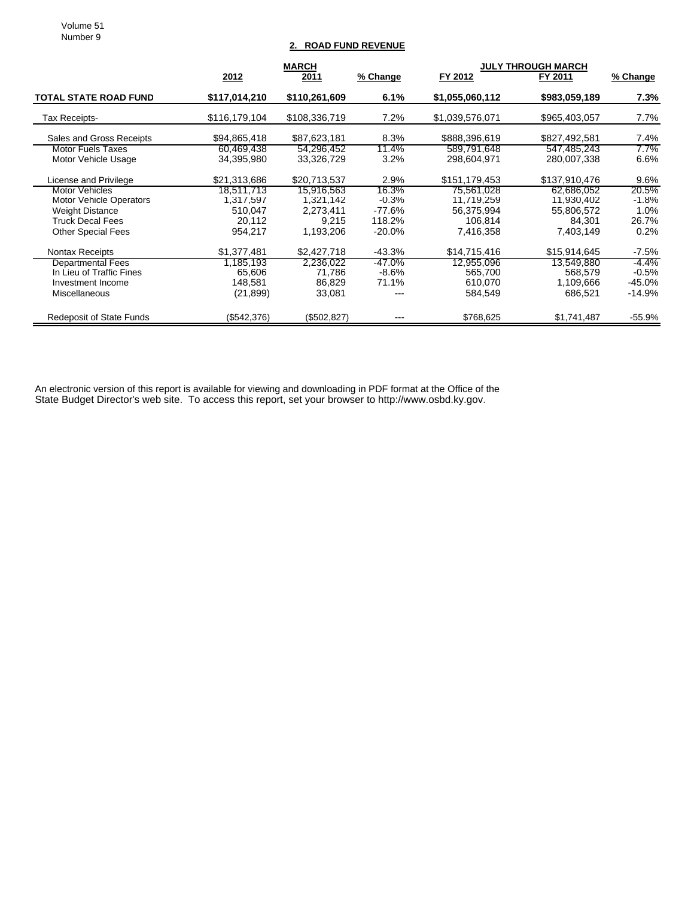## 2. ROAD FUND REVENUE

| | MARCH | | | JULY THROUGH MARCH | | |
|---|---|---|---|---|---|---|
| | 2012 | 2011 | % Change | FY 2012 | FY 2011 | % Change |
| **TOTAL STATE ROAD FUND** | **$117,014,210** | **$110,261,609** | **6.1%** | **$1,055,060,112** | **$983,059,189** | **7.3%** |
| Tax Receipts- | $116,179,104 | $108,336,719 | 7.2% | $1,039,576,071 | $965,403,057 | 7.7% |
| Sales and Gross Receipts | $94,865,418 | $87,623,181 | 8.3% | $888,396,619 | $827,492,581 | 7.4% |
| Motor Fuels Taxes | 60,469,438 | 54,296,452 | 11.4% | 589,791,648 | 547,485,243 | 7.7% |
| Motor Vehicle Usage | 34,395,980 | 33,326,729 | 3.2% | 298,604,971 | 280,007,338 | 6.6% |
| License and Privilege | $21,313,686 | $20,713,537 | 2.9% | $151,179,453 | $137,910,476 | 9.6% |
| Motor Vehicles | 18,511,713 | 15,916,563 | 16.3% | 75,561,028 | 62,686,052 | 20.5% |
| Motor Vehicle Operators | 1,317,597 | 1,321,142 | -0.3% | 11,719,259 | 11,930,402 | -1.8% |
| Weight Distance | 510,047 | 2,273,411 | -77.6% | 56,375,994 | 55,806,572 | 1.0% |
| Truck Decal Fees | 20,112 | 9,215 | 118.2% | 106,814 | 84,301 | 26.7% |
| Other Special Fees | 954,217 | 1,193,206 | -20.0% | 7,416,358 | 7,403,149 | 0.2% |
| Nontax Receipts | $1,377,481 | $2,427,718 | -43.3% | $14,715,416 | $15,914,645 | -7.5% |
| Departmental Fees | 1,185,193 | 2,236,022 | -47.0% | 12,955,096 | 13,549,880 | -4.4% |
| In Lieu of Traffic Fines | 65,606 | 71,786 | -8.6% | 565,700 | 568,579 | -0.5% |
| Investment Income | 148,581 | 86,829 | 71.1% | 610,070 | 1,109,666 | -45.0% |
| Miscellaneous | (21,899) | 33,081 | --- | 584,549 | 686,521 | -14.9% |
| Redeposit of State Funds | ($542,376) | ($502,827) | --- | $768,625 | $1,741,487 | -55.9% |

An electronic version of this report is available for viewing and downloading in PDF format at the Office of the State Budget Director's web site. To access this report, set your browser to http://www.osbd.ky.gov.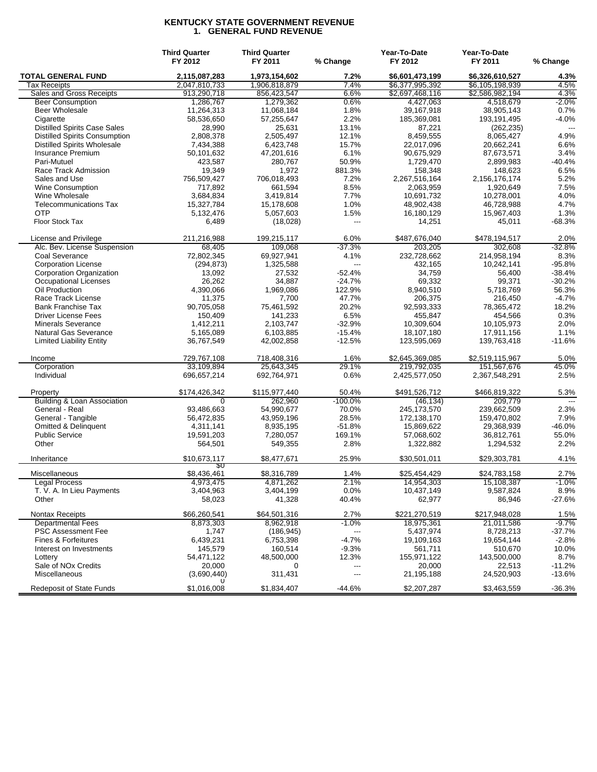# KENTUCKY STATE GOVERNMENT REVENUE
## 1. GENERAL FUND REVENUE

| | Third Quarter FY 2012 | Third Quarter FY 2011 | % Change | Year-To-Date FY 2012 | Year-To-Date FY 2011 | % Change |
|---|---|---|---|---|---|---|
| **TOTAL GENERAL FUND** | **2,115,087,283** | **1,973,154,602** | **7.2%** | **$6,601,473,199** | **$6,326,610,527** | **4.3%** |
| Tax Receipts | 2,047,810,733 | 1,906,818,879 | 7.4% | $6,377,995,392 | $6,105,198,939 | 4.5% |
| Sales and Gross Receipts | 913,290,718 | 856,423,547 | 6.6% | $2,697,468,116 | $2,586,982,194 | 4.3% |
| Beer Consumption | 1,286,767 | 1,279,362 | 0.6% | 4,427,063 | 4,518,679 | -2.0% |
| Beer Wholesale | 11,264,313 | 11,068,184 | 1.8% | 39,167,918 | 38,905,143 | 0.7% |
| Cigarette | 58,536,650 | 57,255,647 | 2.2% | 185,369,081 | 193,191,495 | -4.0% |
| Distilled Spirits Case Sales | 28,990 | 25,631 | 13.1% | 87,221 | (262,235) | --- |
| Distilled Spirits Consumption | 2,808,378 | 2,505,497 | 12.1% | 8,459,555 | 8,065,427 | 4.9% |
| Distilled Spirits Wholesale | 7,434,388 | 6,423,748 | 15.7% | 22,017,096 | 20,662,241 | 6.6% |
| Insurance Premium | 50,101,632 | 47,201,616 | 6.1% | 90,675,929 | 87,673,571 | 3.4% |
| Pari-Mutuel | 423,587 | 280,767 | 50.9% | 1,729,470 | 2,899,983 | -40.4% |
| Race Track Admission | 19,349 | 1,972 | 881.3% | 158,348 | 148,623 | 6.5% |
| Sales and Use | 756,509,427 | 706,018,493 | 7.2% | 2,267,516,164 | 2,156,176,174 | 5.2% |
| Wine Consumption | 717,892 | 661,594 | 8.5% | 2,063,959 | 1,920,649 | 7.5% |
| Wine Wholesale | 3,684,834 | 3,419,814 | 7.7% | 10,691,732 | 10,278,001 | 4.0% |
| Telecommunications Tax | 15,327,784 | 15,178,608 | 1.0% | 48,902,438 | 46,728,988 | 4.7% |
| OTP | 5,132,476 | 5,057,603 | 1.5% | 16,180,129 | 15,967,403 | 1.3% |
| Floor Stock Tax | 6,489 | (18,028) | --- | 14,251 | 45,011 | -68.3% |
| | | | | | | |
| License and Privilege | 211,216,988 | 199,215,117 | 6.0% | $487,676,040 | $478,194,517 | 2.0% |
| Alc. Bev. License Suspension | 68,405 | 109,068 | -37.3% | 203,205 | 302,608 | -32.8% |
| Coal Severance | 72,802,345 | 69,927,941 | 4.1% | 232,728,662 | 214,958,194 | 8.3% |
| Corporation License | (294,873) | 1,325,588 | --- | 432,165 | 10,242,141 | -95.8% |
| Corporation Organization | 13,092 | 27,532 | -52.4% | 34,759 | 56,400 | -38.4% |
| Occupational Licenses | 26,262 | 34,887 | -24.7% | 69,332 | 99,371 | -30.2% |
| Oil Production | 4,390,066 | 1,969,086 | 122.9% | 8,940,510 | 5,718,769 | 56.3% |
| Race Track License | 11,375 | 7,700 | 47.7% | 206,375 | 216,450 | -4.7% |
| Bank Franchise Tax | 90,705,058 | 75,461,592 | 20.2% | 92,593,333 | 78,365,472 | 18.2% |
| Driver License Fees | 150,409 | 141,233 | 6.5% | 455,847 | 454,566 | 0.3% |
| Minerals Severance | 1,412,211 | 2,103,747 | -32.9% | 10,309,604 | 10,105,973 | 2.0% |
| Natural Gas Severance | 5,165,089 | 6,103,885 | -15.4% | 18,107,180 | 17,911,156 | 1.1% |
| Limited Liability Entity | 36,767,549 | 42,002,858 | -12.5% | 123,595,069 | 139,763,418 | -11.6% |
| | | | | | | |
| Income | 729,767,108 | 718,408,316 | 1.6% | $2,645,369,085 | $2,519,115,967 | 5.0% |
| Corporation | 33,109,894 | 25,643,345 | 29.1% | 219,792,035 | 151,567,676 | 45.0% |
| Individual | 696,657,214 | 692,764,971 | 0.6% | 2,425,577,050 | 2,367,548,291 | 2.5% |
| | | | | | | |
| Property | $174,426,342 | $115,977,440 | 50.4% | $491,526,712 | $466,819,322 | 5.3% |
| Building & Loan Association | 0 | 262,960 | -100.0% | (46,134) | 209,779 | --- |
| General - Real | 93,486,663 | 54,990,677 | 70.0% | 245,173,570 | 239,662,509 | 2.3% |
| General - Tangible | 56,472,835 | 43,959,196 | 28.5% | 172,138,170 | 159,470,802 | 7.9% |
| Omitted & Delinquent | 4,311,141 | 8,935,195 | -51.8% | 15,869,622 | 29,368,939 | -46.0% |
| Public Service | 19,591,203 | 7,280,057 | 169.1% | 57,068,602 | 36,812,761 | 55.0% |
| Other | 564,501 | 549,355 | 2.8% | 1,322,882 | 1,294,532 | 2.2% |
| | | | | | | |
| Inheritance | $10,673,117 | $8,477,671 | 25.9% | $30,501,011 | $29,303,781 | 4.1% |
| | $0 | | | | | |
| Miscellaneous | $8,436,461 | $8,316,789 | 1.4% | $25,454,429 | $24,783,158 | 2.7% |
| Legal Process | 4,973,475 | 4,871,262 | 2.1% | 14,954,303 | 15,108,387 | -1.0% |
| T. V. A. In Lieu Payments | 3,404,963 | 3,404,199 | 0.0% | 10,437,149 | 9,587,824 | 8.9% |
| Other | 58,023 | 41,328 | 40.4% | 62,977 | 86,946 | -27.6% |
| | | | | | | |
| Nontax Receipts | $66,260,541 | $64,501,316 | 2.7% | $221,270,519 | $217,948,028 | 1.5% |
| Departmental Fees | 8,873,303 | 8,962,918 | -1.0% | 18,975,361 | 21,011,586 | -9.7% |
| PSC Assessment Fee | 1,747 | (186,945) | --- | 5,437,974 | 8,728,213 | -37.7% |
| Fines & Forfeitures | 6,439,231 | 6,753,398 | -4.7% | 19,109,163 | 19,654,144 | -2.8% |
| Interest on Investments | 145,579 | 160,514 | -9.3% | 561,711 | 510,670 | 10.0% |
| Lottery | 54,471,122 | 48,500,000 | 12.3% | 155,971,122 | 143,500,000 | 8.7% |
| Sale of NOx Credits | 20,000 | 0 | --- | 20,000 | 22,513 | -11.2% |
| Miscellaneous | (3,690,440) | 311,431 | --- | 21,195,188 | 24,520,903 | -13.6% |
| | 0 | | | | | |
| Redeposit of State Funds | $1,016,008 | $1,834,407 | -44.6% | $2,207,287 | $3,463,559 | -36.3% |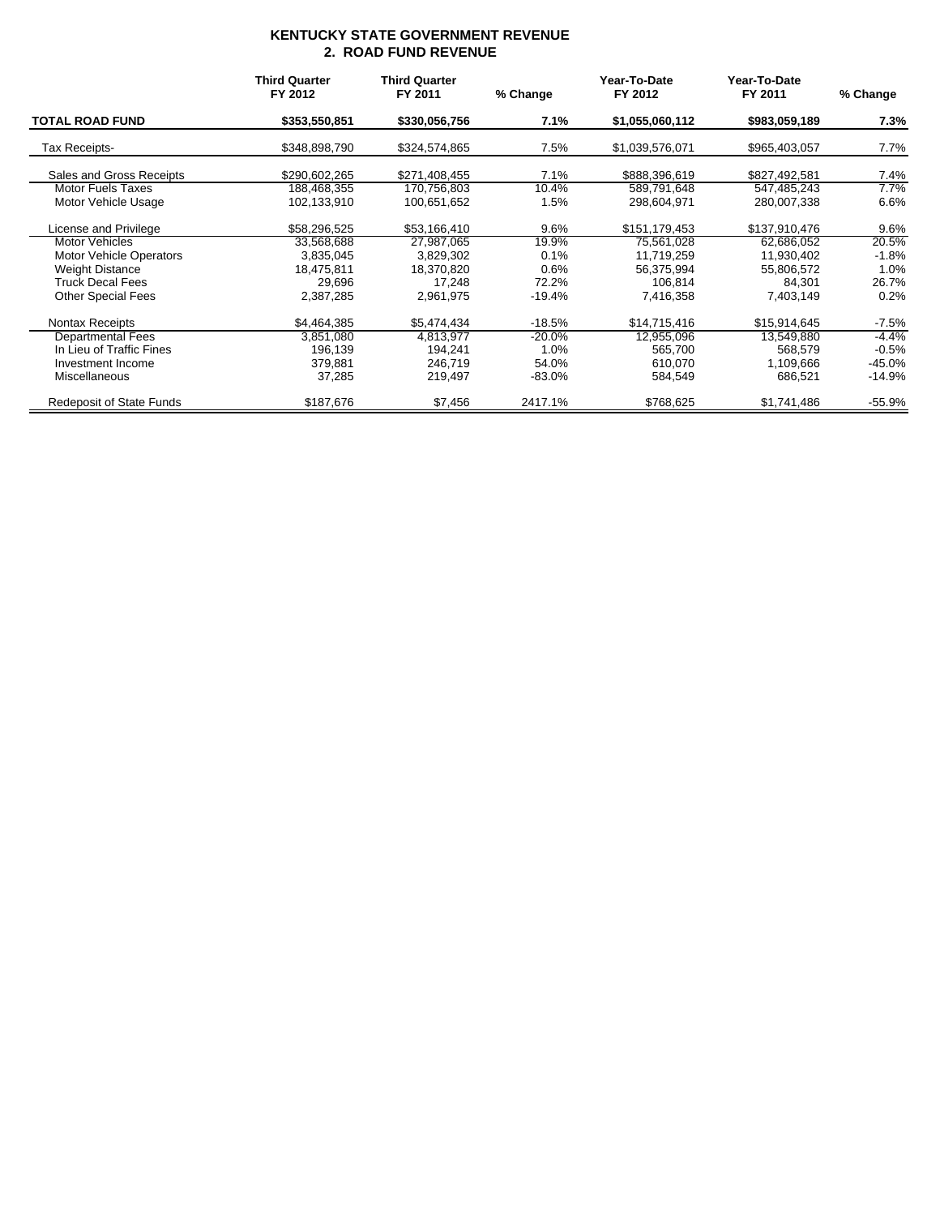# KENTUCKY STATE GOVERNMENT REVENUE
## 2. ROAD FUND REVENUE

| | Third Quarter FY 2012 | Third Quarter FY 2011 | % Change | Year-To-Date FY 2012 | Year-To-Date FY 2011 | % Change |
|---|---|---|---|---|---|---|
| **TOTAL ROAD FUND** | **$353,550,851** | **$330,056,756** | **7.1%** | **$1,055,060,112** | **$983,059,189** | **7.3%** |
| Tax Receipts- | $348,898,790 | $324,574,865 | 7.5% | $1,039,576,071 | $965,403,057 | 7.7% |
| Sales and Gross Receipts | $290,602,265 | $271,408,455 | 7.1% | $888,396,619 | $827,492,581 | 7.4% |
| Motor Fuels Taxes | 188,468,355 | 170,756,803 | 10.4% | 589,791,648 | 547,485,243 | 7.7% |
| Motor Vehicle Usage | 102,133,910 | 100,651,652 | 1.5% | 298,604,971 | 280,007,338 | 6.6% |
| License and Privilege | $58,296,525 | $53,166,410 | 9.6% | $151,179,453 | $137,910,476 | 9.6% |
| Motor Vehicles | 33,568,688 | 27,987,065 | 19.9% | 75,561,028 | 62,686,052 | 20.5% |
| Motor Vehicle Operators | 3,835,045 | 3,829,302 | 0.1% | 11,719,259 | 11,930,402 | -1.8% |
| Weight Distance | 18,475,811 | 18,370,820 | 0.6% | 56,375,994 | 55,806,572 | 1.0% |
| Truck Decal Fees | 29,696 | 17,248 | 72.2% | 106,814 | 84,301 | 26.7% |
| Other Special Fees | 2,387,285 | 2,961,975 | -19.4% | 7,416,358 | 7,403,149 | 0.2% |
| Nontax Receipts | $4,464,385 | $5,474,434 | -18.5% | $14,715,416 | $15,914,645 | -7.5% |
| Departmental Fees | 3,851,080 | 4,813,977 | -20.0% | 12,955,096 | 13,549,880 | -4.4% |
| In Lieu of Traffic Fines | 196,139 | 194,241 | 1.0% | 565,700 | 568,579 | -0.5% |
| Investment Income | 379,881 | 246,719 | 54.0% | 610,070 | 1,109,666 | -45.0% |
| Miscellaneous | 37,285 | 219,497 | -83.0% | 584,549 | 686,521 | -14.9% |
| Redeposit of State Funds | $187,676 | $7,456 | 2417.1% | $768,625 | $1,741,486 | -55.9% |